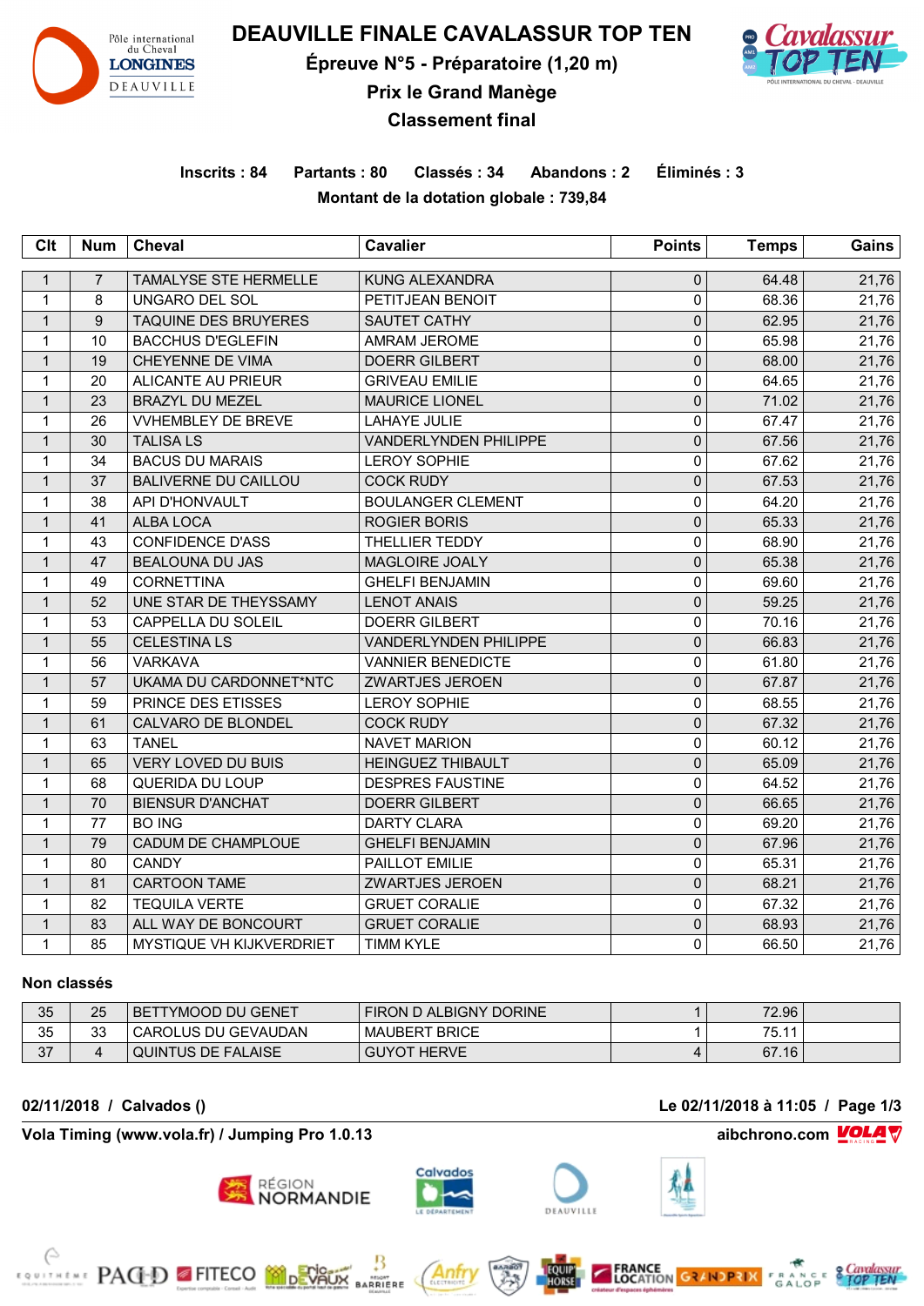# DEAUVILLE FINALE CAVALASSUR TOP TEN

## Épreuve N°5 - Préparatoire (1,20 m)

## Prix le Grand Manège

## Classement final

**Inscrits : 84 Partants : 80 Classés : 34 Abandons : 2 Éliminés : 3**

**Montant de la dotation globale : 739,84**

| Clt | Num | Cheval | Cavalier | Points | Temps | Gains |
|---|---|---|---|---|---|---|
| 1 | 7 | TAMALYSE STE HERMELLE | KUNG ALEXANDRA | 0 | 64.48 | 21,76 |
| 1 | 8 | UNGARO DEL SOL | PETITJEAN BENOIT | 0 | 68.36 | 21,76 |
| 1 | 9 | TAQUINE DES BRUYERES | SAUTET CATHY | 0 | 62.95 | 21,76 |
| 1 | 10 | BACCHUS D'EGLEFIN | AMRAM JEROME | 0 | 65.98 | 21,76 |
| 1 | 19 | CHEYENNE DE VIMA | DOERR GILBERT | 0 | 68.00 | 21,76 |
| 1 | 20 | ALICANTE AU PRIEUR | GRIVEAU EMILIE | 0 | 64.65 | 21,76 |
| 1 | 23 | BRAZYL DU MEZEL | MAURICE LIONEL | 0 | 71.02 | 21,76 |
| 1 | 26 | VVHEMBLEY DE BREVE | LAHAYE JULIE | 0 | 67.47 | 21,76 |
| 1 | 30 | TALISA LS | VANDERLYNDEN PHILIPPE | 0 | 67.56 | 21,76 |
| 1 | 34 | BACUS DU MARAIS | LEROY SOPHIE | 0 | 67.62 | 21,76 |
| 1 | 37 | BALIVERNE DU CAILLOU | COCK RUDY | 0 | 67.53 | 21,76 |
| 1 | 38 | API D'HONVAULT | BOULANGER CLEMENT | 0 | 64.20 | 21,76 |
| 1 | 41 | ALBA LOCA | ROGIER BORIS | 0 | 65.33 | 21,76 |
| 1 | 43 | CONFIDENCE D'ASS | THELLIER TEDDY | 0 | 68.90 | 21,76 |
| 1 | 47 | BEALOUNA DU JAS | MAGLOIRE JOALY | 0 | 65.38 | 21,76 |
| 1 | 49 | CORNETTINA | GHELFI BENJAMIN | 0 | 69.60 | 21,76 |
| 1 | 52 | UNE STAR DE THEYSSAMY | LENOT ANAIS | 0 | 59.25 | 21,76 |
| 1 | 53 | CAPPELLA DU SOLEIL | DOERR GILBERT | 0 | 70.16 | 21,76 |
| 1 | 55 | CELESTINA LS | VANDERLYNDEN PHILIPPE | 0 | 66.83 | 21,76 |
| 1 | 56 | VARKAVA | VANNIER BENEDICTE | 0 | 61.80 | 21,76 |
| 1 | 57 | UKAMA DU CARDONNET*NTC | ZWARTJES JEROEN | 0 | 67.87 | 21,76 |
| 1 | 59 | PRINCE DES ETISSES | LEROY SOPHIE | 0 | 68.55 | 21,76 |
| 1 | 61 | CALVARO DE BLONDEL | COCK RUDY | 0 | 67.32 | 21,76 |
| 1 | 63 | TANEL | NAVET MARION | 0 | 60.12 | 21,76 |
| 1 | 65 | VERY LOVED DU BUIS | HEINGUEZ THIBAULT | 0 | 65.09 | 21,76 |
| 1 | 68 | QUERIDA DU LOUP | DESPRES FAUSTINE | 0 | 64.52 | 21,76 |
| 1 | 70 | BIENSUR D'ANCHAT | DOERR GILBERT | 0 | 66.65 | 21,76 |
| 1 | 77 | BO ING | DARTY CLARA | 0 | 69.20 | 21,76 |
| 1 | 79 | CADUM DE CHAMPLOUE | GHELFI BENJAMIN | 0 | 67.96 | 21,76 |
| 1 | 80 | CANDY | PAILLOT EMILIE | 0 | 65.31 | 21,76 |
| 1 | 81 | CARTOON TAME | ZWARTJES JEROEN | 0 | 68.21 | 21,76 |
| 1 | 82 | TEQUILA VERTE | GRUET CORALIE | 0 | 67.32 | 21,76 |
| 1 | 83 | ALL WAY DE BONCOURT | GRUET CORALIE | 0 | 68.93 | 21,76 |
| 1 | 85 | MYSTIQUE VH KIJKVERDRIET | TIMM KYLE | 0 | 66.50 | 21,76 |

**Non classés**

| Clt | Num | Cheval | Cavalier | Points | Temps | Gains |
|---|---|---|---|---|---|---|
| 35 | 25 | BETTYMOOD DU GENET | FIRON D ALBIGNY DORINE | 1 | 72.96 | |
| 35 | 33 | CAROLUS DU GEVAUDAN | MAUBERT BRICE | 1 | 75.11 | |
| 37 | 4 | QUINTUS DE FALAISE | GUYOT HERVE | 4 | 67.16 | |

**02/11/2018 / Calvados ()** **Le 02/11/2018 à 11:05**

**Vola Timing (www.vola.fr) / Jumping Pro 1.0.13** **aibchrono.com**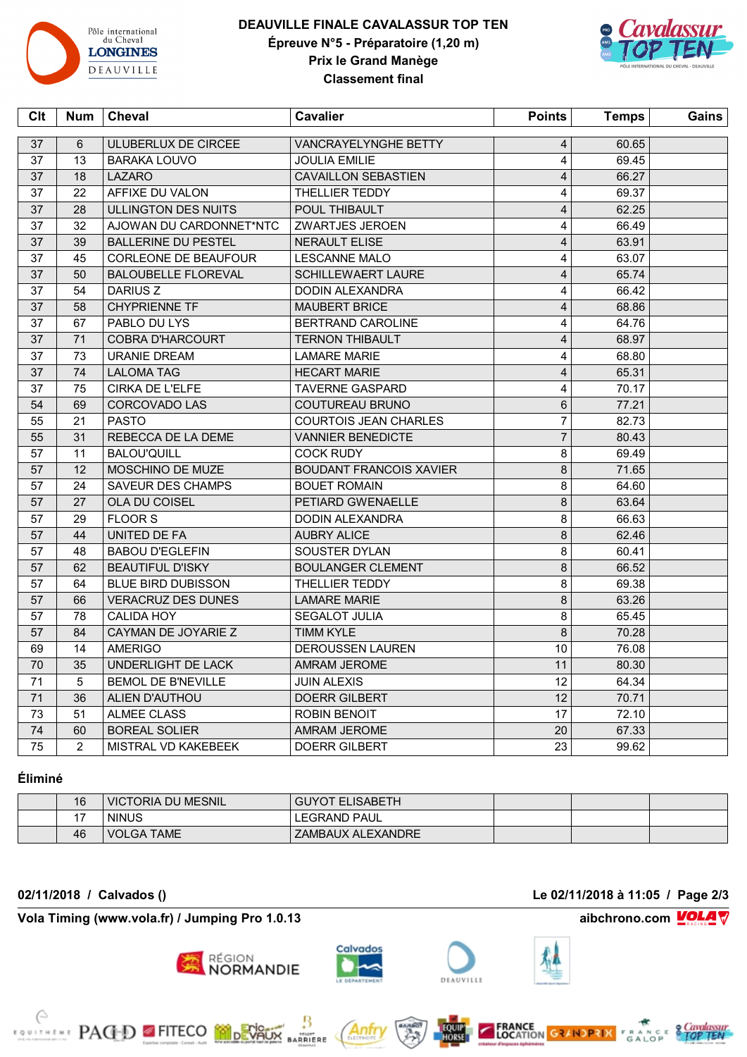# DEAUVILLE FINALE CAVALASSUR TOP TEN

**Épreuve N°5 - Préparatoire (1,20 m)**

**Prix le Grand Manège**

**Classement final**

| Clt | Num | Cheval | Cavalier | Points | Temps | Gains |
|---|---|---|---|---|---|---|
| 37 | 6 | ULUBERLUX DE CIRCEE | VANCRAYELYNGHE BETTY | 4 | 60.65 | |
| 37 | 13 | BARAKA LOUVO | JOULIA EMILIE | 4 | 69.45 | |
| 37 | 18 | LAZARO | CAVAILLON SEBASTIEN | 4 | 66.27 | |
| 37 | 22 | AFFIXE DU VALON | THELLIER TEDDY | 4 | 69.37 | |
| 37 | 28 | ULLINGTON DES NUITS | POUL THIBAULT | 4 | 62.25 | |
| 37 | 32 | AJOWAN DU CARDONNET*NTC | ZWARTJES JEROEN | 4 | 66.49 | |
| 37 | 39 | BALLERINE DU PESTEL | NERAULT ELISE | 4 | 63.91 | |
| 37 | 45 | CORLEONE DE BEAUFOUR | LESCANNE MALO | 4 | 63.07 | |
| 37 | 50 | BALOUBELLE FLOREVAL | SCHILLEWAERT LAURE | 4 | 65.74 | |
| 37 | 54 | DARIUS Z | DODIN ALEXANDRA | 4 | 66.42 | |
| 37 | 58 | CHYPRIENNE TF | MAUBERT BRICE | 4 | 68.86 | |
| 37 | 67 | PABLO DU LYS | BERTRAND CAROLINE | 4 | 64.76 | |
| 37 | 71 | COBRA D'HARCOURT | TERNON THIBAULT | 4 | 68.97 | |
| 37 | 73 | URANIE DREAM | LAMARE MARIE | 4 | 68.80 | |
| 37 | 74 | LALOMA TAG | HECART MARIE | 4 | 65.31 | |
| 37 | 75 | CIRKA DE L'ELFE | TAVERNE GASPARD | 4 | 70.17 | |
| 54 | 69 | CORCOVADO LAS | COUTUREAU BRUNO | 6 | 77.21 | |
| 55 | 21 | PASTO | COURTOIS JEAN CHARLES | 7 | 82.73 | |
| 55 | 31 | REBECCA DE LA DEME | VANNIER BENEDICTE | 7 | 80.43 | |
| 57 | 11 | BALOU'QUILL | COCK RUDY | 8 | 69.49 | |
| 57 | 12 | MOSCHINO DE MUZE | BOUDANT FRANCOIS XAVIER | 8 | 71.65 | |
| 57 | 24 | SAVEUR DES CHAMPS | BOUET ROMAIN | 8 | 64.60 | |
| 57 | 27 | OLA DU COISEL | PETIARD GWENAELLE | 8 | 63.64 | |
| 57 | 29 | FLOOR S | DODIN ALEXANDRA | 8 | 66.63 | |
| 57 | 44 | UNITED DE FA | AUBRY ALICE | 8 | 62.46 | |
| 57 | 48 | BABOU D'EGLEFIN | SOUSTER DYLAN | 8 | 60.41 | |
| 57 | 62 | BEAUTIFUL D'ISKY | BOULANGER CLEMENT | 8 | 66.52 | |
| 57 | 64 | BLUE BIRD DUBISSON | THELLIER TEDDY | 8 | 69.38 | |
| 57 | 66 | VERACRUZ DES DUNES | LAMARE MARIE | 8 | 63.26 | |
| 57 | 78 | CALIDA HOY | SEGALOT JULIA | 8 | 65.45 | |
| 57 | 84 | CAYMAN DE JOYARIE Z | TIMM KYLE | 8 | 70.28 | |
| 69 | 14 | AMERIGO | DEROUSSEN LAUREN | 10 | 76.08 | |
| 70 | 35 | UNDERLIGHT DE LACK | AMRAM JEROME | 11 | 80.30 | |
| 71 | 5 | BEMOL DE B'NEVILLE | JUIN ALEXIS | 12 | 64.34 | |
| 71 | 36 | ALIEN D'AUTHOU | DOERR GILBERT | 12 | 70.71 | |
| 73 | 51 | ALMEE CLASS | ROBIN BENOIT | 17 | 72.10 | |
| 74 | 60 | BOREAL SOLIER | AMRAM JEROME | 20 | 67.33 | |
| 75 | 2 | MISTRAL VD KAKEBEEK | DOERR GILBERT | 23 | 99.62 | |

### Éliminé

| | Num | Cheval | Cavalier | | | |
|---|---|---|---|---|---|---|
| | 16 | VICTORIA DU MESNIL | GUYOT ELISABETH | | | |
| | 17 | NINUS | LEGRAND PAUL | | | |
| | 46 | VOLGA TAME | ZAMBAUX ALEXANDRE | | | |

**02/11/2018 / Calvados ()** **Le 02/11/2018 à 11:05**

**Vola Timing (www.vola.fr) / Jumping Pro 1.0.13** **aibchrono.com**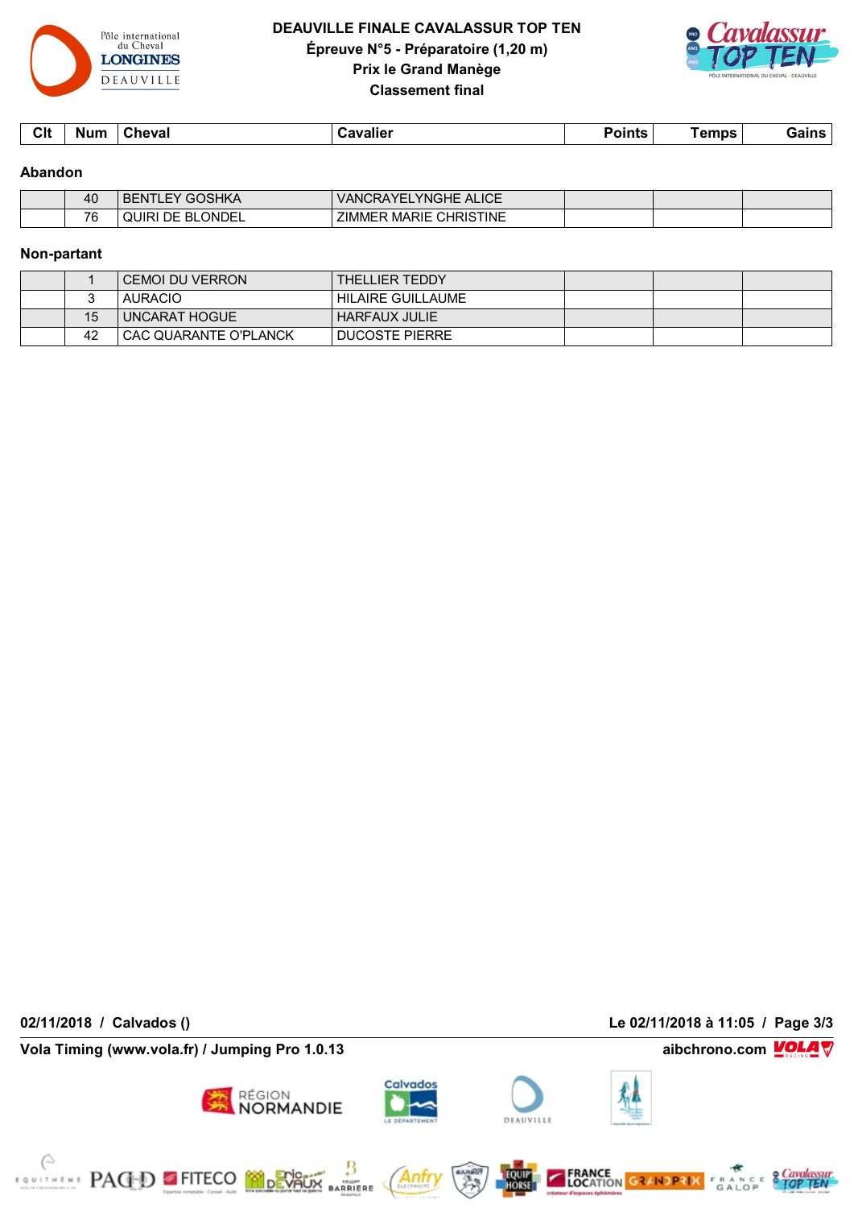**DEAUVILLE FINALE CAVALASSUR TOP TEN**
**Épreuve N°5 - Préparatoire (1,20 m)**
**Prix le Grand Manège**
**Classement final**

| Clt | Num | Cheval | Cavalier | Points | Temps | Gains |
|---|---|---|---|---|---|---|

**Abandon**

| Clt | Num | Cheval | Cavalier | Points | Temps | Gains |
|---|---|---|---|---|---|---|
| | 40 | BENTLEY GOSHKA | VANCRAYELYNGHE ALICE | | | |
| | 76 | QUIRI DE BLONDEL | ZIMMER MARIE CHRISTINE | | | |

**Non-partant**

| Clt | Num | Cheval | Cavalier | Points | Temps | Gains |
|---|---|---|---|---|---|---|
| | 1 | CEMOI DU VERRON | THELLIER TEDDY | | | |
| | 3 | AURACIO | HILAIRE GUILLAUME | | | |
| | 15 | UNCARAT HOGUE | HARFAUX JULIE | | | |
| | 42 | CAC QUARANTE O'PLANCK | DUCOSTE PIERRE | | | |

**02/11/2018 / Calvados ()** **Le 02/11/2018 à 11:05**

**Vola Timing (www.vola.fr) / Jumping Pro 1.0.13** **aibchrono.com**